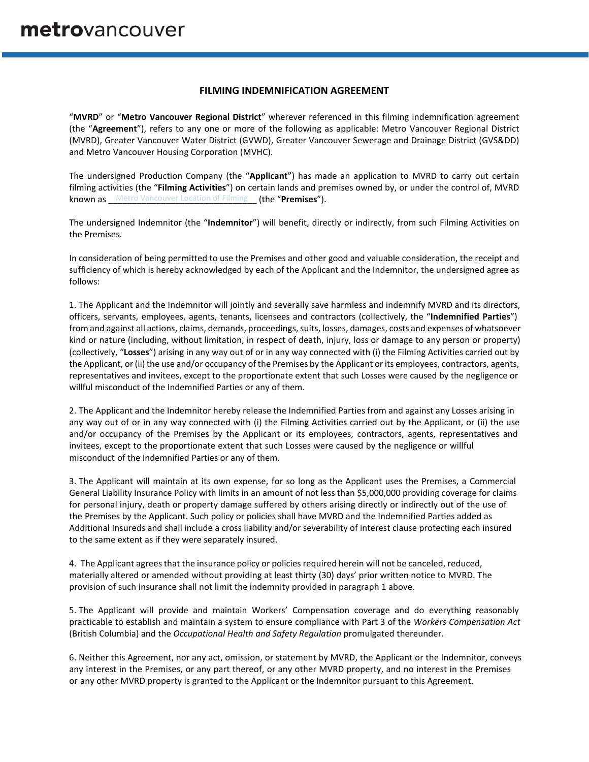**metrovancouver**

# FILMING INDEMNIFICATION AGREEMENT

"**MVRD**" or "**Metro Vancouver Regional District**" wherever referenced in this filming indemnification agreement (the "**Agreement**"), refers to any one or more of the following as applicable: Metro Vancouver Regional District (MVRD), Greater Vancouver Water District (GVWD), Greater Vancouver Sewerage and Drainage District (GVS&DD) and Metro Vancouver Housing Corporation (MVHC).

The undersigned Production Company (the "**Applicant**") has made an application to MVRD to carry out certain filming activities (the "**Filming Activities**") on certain lands and premises owned by, or under the control of, MVRD known as ___Metro Vancouver Location of Filming___ (the "**Premises**").

The undersigned Indemnitor (the "**Indemnitor**") will benefit, directly or indirectly, from such Filming Activities on the Premises.

In consideration of being permitted to use the Premises and other good and valuable consideration, the receipt and sufficiency of which is hereby acknowledged by each of the Applicant and the Indemnitor, the undersigned agree as follows:

1. The Applicant and the Indemnitor will jointly and severally save harmless and indemnify MVRD and its directors, officers, servants, employees, agents, tenants, licensees and contractors (collectively, the "**Indemnified Parties**") from and against all actions, claims, demands, proceedings, suits, losses, damages, costs and expenses of whatsoever kind or nature (including, without limitation, in respect of death, injury, loss or damage to any person or property) (collectively, "**Losses**") arising in any way out of or in any way connected with (i) the Filming Activities carried out by the Applicant, or (ii) the use and/or occupancy of the Premises by the Applicant or its employees, contractors, agents, representatives and invitees, except to the proportionate extent that such Losses were caused by the negligence or willful misconduct of the Indemnified Parties or any of them.

2. The Applicant and the Indemnitor hereby release the Indemnified Parties from and against any Losses arising in any way out of or in any way connected with (i) the Filming Activities carried out by the Applicant, or (ii) the use and/or occupancy of the Premises by the Applicant or its employees, contractors, agents, representatives and invitees, except to the proportionate extent that such Losses were caused by the negligence or willful misconduct of the Indemnified Parties or any of them.

3. The Applicant will maintain at its own expense, for so long as the Applicant uses the Premises, a Commercial General Liability Insurance Policy with limits in an amount of not less than $5,000,000 providing coverage for claims for personal injury, death or property damage suffered by others arising directly or indirectly out of the use of the Premises by the Applicant. Such policy or policies shall have MVRD and the Indemnified Parties added as Additional Insureds and shall include a cross liability and/or severability of interest clause protecting each insured to the same extent as if they were separately insured.

4. The Applicant agrees that the insurance policy or policies required herein will not be canceled, reduced, materially altered or amended without providing at least thirty (30) days' prior written notice to MVRD. The provision of such insurance shall not limit the indemnity provided in paragraph 1 above.

5. The Applicant will provide and maintain Workers' Compensation coverage and do everything reasonably practicable to establish and maintain a system to ensure compliance with Part 3 of the *Workers Compensation Act* (British Columbia) and the *Occupational Health and Safety Regulation* promulgated thereunder.

6. Neither this Agreement, nor any act, omission, or statement by MVRD, the Applicant or the Indemnitor, conveys any interest in the Premises, or any part thereof, or any other MVRD property, and no interest in the Premises or any other MVRD property is granted to the Applicant or the Indemnitor pursuant to this Agreement.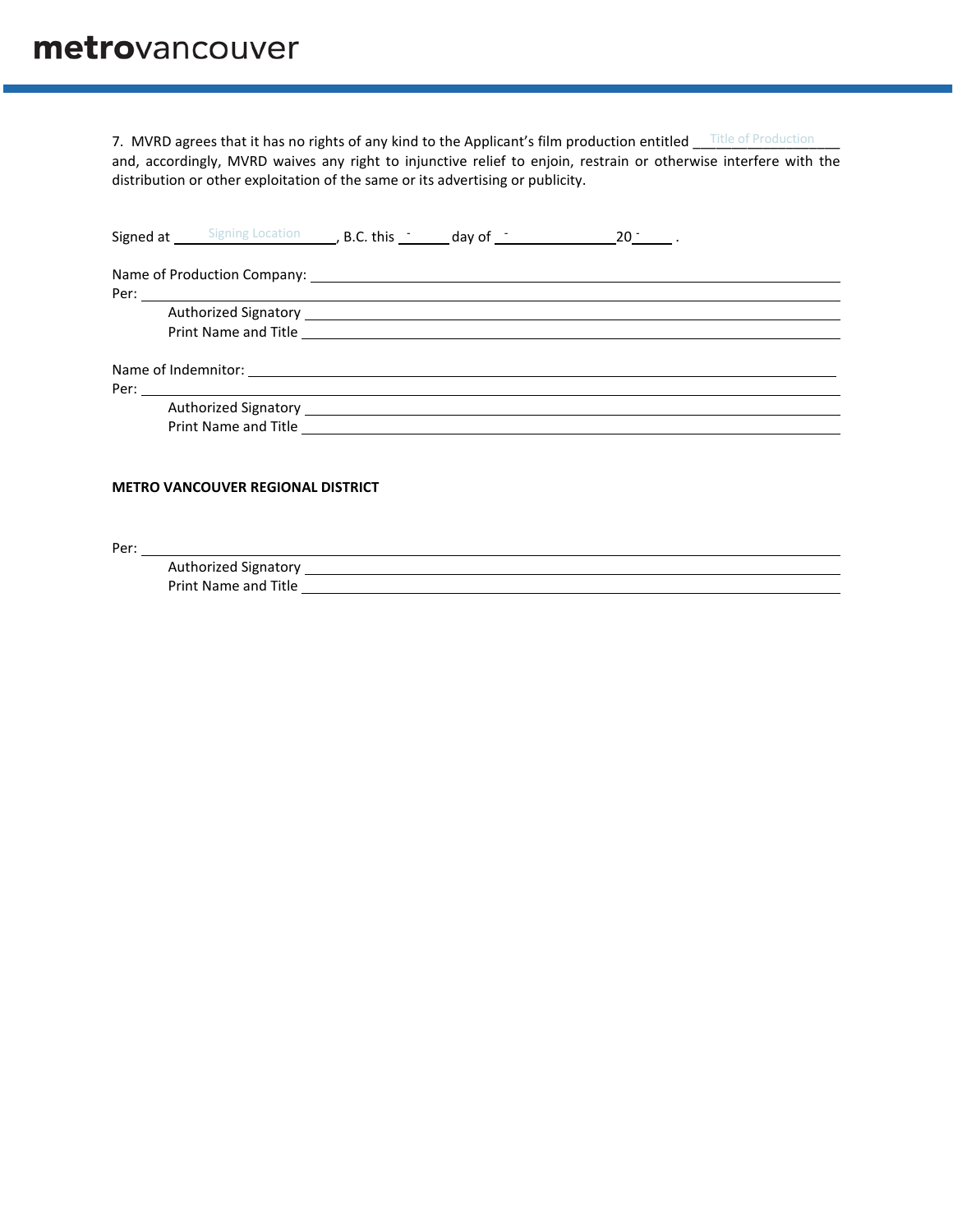7. MVRD agrees that it has no rights of any kind to the Applicant's film production entitled \_\_Title of Production\_\_\_ and, accordingly, MVRD waives any right to injunctive relief to enjoin, restrain or otherwise interfere with the distribution or other exploitation of the same or its advertising or publicity.

Signed at \_\_\_\_Signing Location\_\_\_\_\_\_, B.C. this \_-\_\_\_\_ day of \_-\_\_\_\_\_\_\_\_\_\_\_\_\_\_ 20-\_\_\_\_\_ .

Name of Production Company: \_\_\_\_\_\_\_\_\_\_\_\_\_\_\_\_\_\_\_\_\_\_\_\_\_\_\_\_\_\_\_\_\_\_\_\_\_\_\_\_\_\_\_\_

Per: \_\_\_\_\_\_\_\_\_\_\_\_\_\_\_\_\_\_\_\_\_\_\_\_\_\_\_\_\_\_\_\_\_\_\_\_\_\_\_\_\_\_\_\_\_\_\_\_\_\_\_\_\_\_\_\_\_\_\_\_\_

Authorized Signatory \_\_\_\_\_\_\_\_\_\_\_\_\_\_\_\_\_\_\_\_\_\_\_\_\_\_\_\_\_\_\_\_\_\_\_\_\_\_\_\_\_\_\_\_\_\_\_\_\_

Print Name and Title \_\_\_\_\_\_\_\_\_\_\_\_\_\_\_\_\_\_\_\_\_\_\_\_\_\_\_\_\_\_\_\_\_\_\_\_\_\_\_\_\_\_\_\_\_\_\_\_\_

Name of Indemnitor: \_\_\_\_\_\_\_\_\_\_\_\_\_\_\_\_\_\_\_\_\_\_\_\_\_\_\_\_\_\_\_\_\_\_\_\_\_\_\_\_\_\_\_\_\_\_\_\_\_\_\_\_

Per: \_\_\_\_\_\_\_\_\_\_\_\_\_\_\_\_\_\_\_\_\_\_\_\_\_\_\_\_\_\_\_\_\_\_\_\_\_\_\_\_\_\_\_\_\_\_\_\_\_\_\_\_\_\_\_\_\_\_\_\_\_

Authorized Signatory \_\_\_\_\_\_\_\_\_\_\_\_\_\_\_\_\_\_\_\_\_\_\_\_\_\_\_\_\_\_\_\_\_\_\_\_\_\_\_\_\_\_\_\_\_\_\_\_\_

Print Name and Title \_\_\_\_\_\_\_\_\_\_\_\_\_\_\_\_\_\_\_\_\_\_\_\_\_\_\_\_\_\_\_\_\_\_\_\_\_\_\_\_\_\_\_\_\_\_\_\_\_

**METRO VANCOUVER REGIONAL DISTRICT**

Per: \_\_\_\_\_\_\_\_\_\_\_\_\_\_\_\_\_\_\_\_\_\_\_\_\_\_\_\_\_\_\_\_\_\_\_\_\_\_\_\_\_\_\_\_\_\_\_\_\_\_\_\_\_\_\_\_\_\_\_\_\_

Authorized Signatory \_\_\_\_\_\_\_\_\_\_\_\_\_\_\_\_\_\_\_\_\_\_\_\_\_\_\_\_\_\_\_\_\_\_\_\_\_\_\_\_\_\_\_\_\_\_\_\_\_

Print Name and Title \_\_\_\_\_\_\_\_\_\_\_\_\_\_\_\_\_\_\_\_\_\_\_\_\_\_\_\_\_\_\_\_\_\_\_\_\_\_\_\_\_\_\_\_\_\_\_\_\_